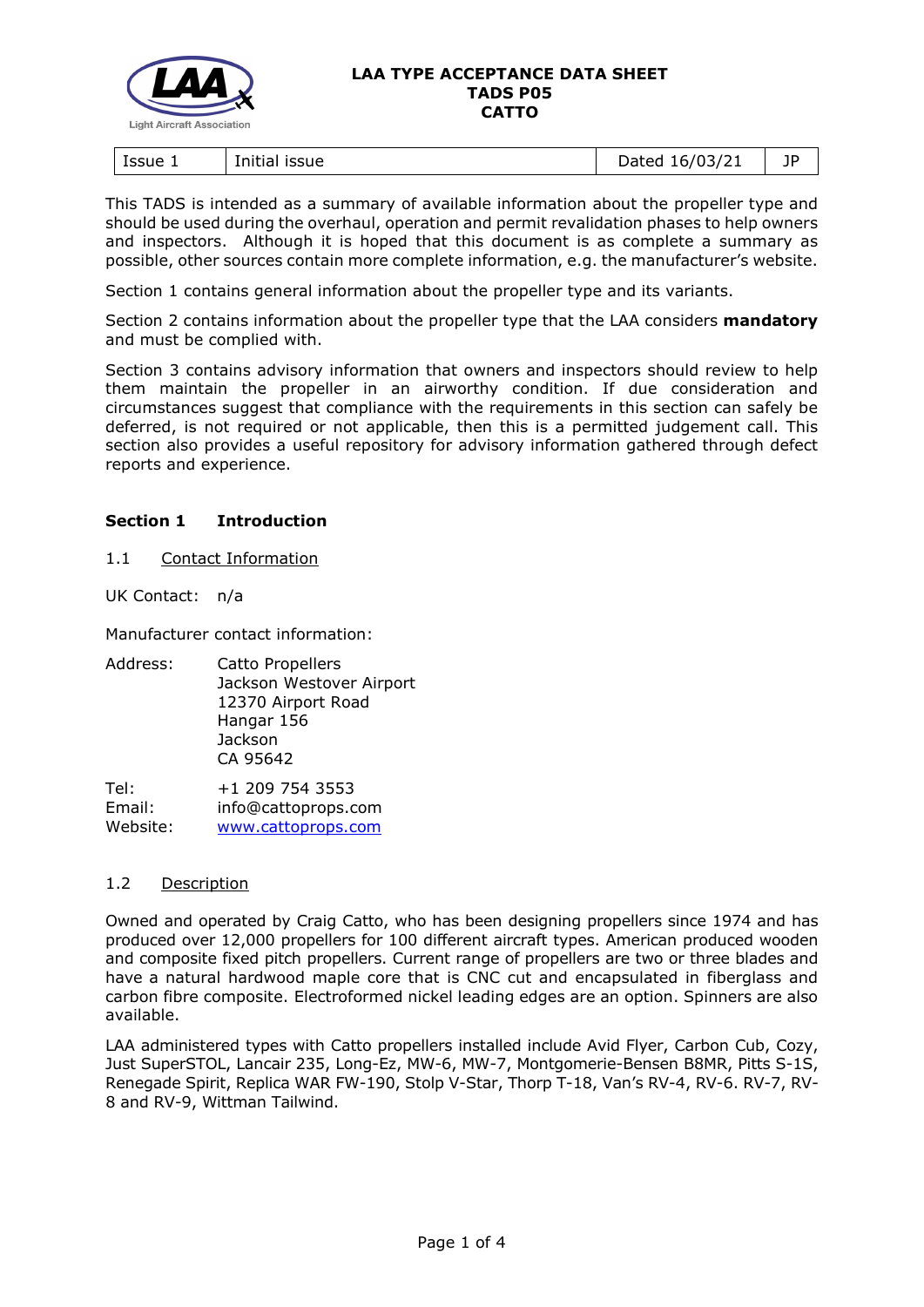**LAA TYPE ACCEPTANCE DATA SHEET**
**TADS P05**
**CATTO**

| Issue 1 | Initial issue | Dated 16/03/21 | JP |
|---|---|---|---|

This TADS is intended as a summary of available information about the propeller type and should be used during the overhaul, operation and permit revalidation phases to help owners and inspectors. Although it is hoped that this document is as complete a summary as possible, other sources contain more complete information, e.g. the manufacturer's website.

Section 1 contains general information about the propeller type and its variants.

Section 2 contains information about the propeller type that the LAA considers **mandatory** and must be complied with.

Section 3 contains advisory information that owners and inspectors should review to help them maintain the propeller in an airworthy condition. If due consideration and circumstances suggest that compliance with the requirements in this section can safely be deferred, is not required or not applicable, then this is a permitted judgement call. This section also provides a useful repository for advisory information gathered through defect reports and experience.

## Section 1 Introduction

### 1.1 Contact Information

UK Contact: n/a

Manufacturer contact information:

Address: Catto Propellers
Jackson Westover Airport
12370 Airport Road
Hangar 156
Jackson
CA 95642

Tel: +1 209 754 3553
Email: info@cattoprops.com
Website: www.cattoprops.com

### 1.2 Description

Owned and operated by Craig Catto, who has been designing propellers since 1974 and has produced over 12,000 propellers for 100 different aircraft types. American produced wooden and composite fixed pitch propellers. Current range of propellers are two or three blades and have a natural hardwood maple core that is CNC cut and encapsulated in fiberglass and carbon fibre composite. Electroformed nickel leading edges are an option. Spinners are also available.

LAA administered types with Catto propellers installed include Avid Flyer, Carbon Cub, Cozy, Just SuperSTOL, Lancair 235, Long-Ez, MW-6, MW-7, Montgomerie-Bensen B8MR, Pitts S-1S, Renegade Spirit, Replica WAR FW-190, Stolp V-Star, Thorp T-18, Van's RV-4, RV-6. RV-7, RV-8 and RV-9, Wittman Tailwind.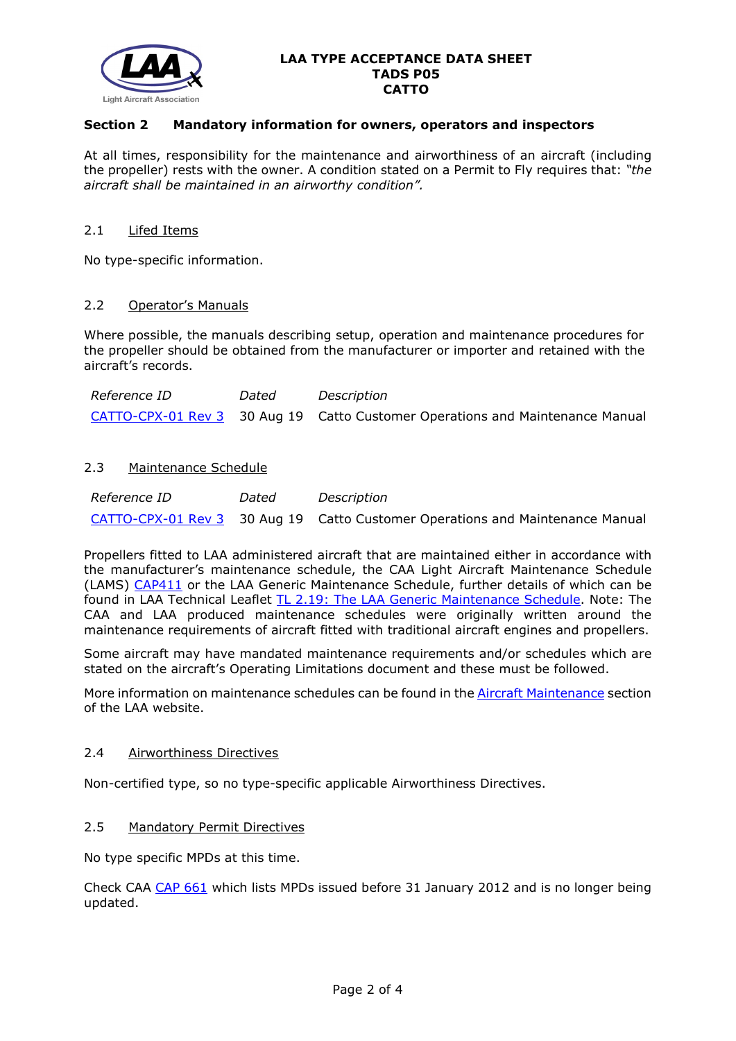**LAA TYPE ACCEPTANCE DATA SHEET**
**TADS P05**
**CATTO**

## Section 2 Mandatory information for owners, operators and inspectors

At all times, responsibility for the maintenance and airworthiness of an aircraft (including the propeller) rests with the owner. A condition stated on a Permit to Fly requires that: *"the aircraft shall be maintained in an airworthy condition".*

### 2.1 Lifed Items

No type-specific information.

### 2.2 Operator's Manuals

Where possible, the manuals describing setup, operation and maintenance procedures for the propeller should be obtained from the manufacturer or importer and retained with the aircraft's records.

| *Reference ID* | *Dated* | *Description* |
|---|---|---|
| CATTO-CPX-01 Rev 3 | 30 Aug 19 | Catto Customer Operations and Maintenance Manual |

### 2.3 Maintenance Schedule

| *Reference ID* | *Dated* | *Description* |
|---|---|---|
| CATTO-CPX-01 Rev 3 | 30 Aug 19 | Catto Customer Operations and Maintenance Manual |

Propellers fitted to LAA administered aircraft that are maintained either in accordance with the manufacturer's maintenance schedule, the CAA Light Aircraft Maintenance Schedule (LAMS) CAP411 or the LAA Generic Maintenance Schedule, further details of which can be found in LAA Technical Leaflet TL 2.19: The LAA Generic Maintenance Schedule. Note: The CAA and LAA produced maintenance schedules were originally written around the maintenance requirements of aircraft fitted with traditional aircraft engines and propellers.

Some aircraft may have mandated maintenance requirements and/or schedules which are stated on the aircraft's Operating Limitations document and these must be followed.

More information on maintenance schedules can be found in the Aircraft Maintenance section of the LAA website.

### 2.4 Airworthiness Directives

Non-certified type, so no type-specific applicable Airworthiness Directives.

### 2.5 Mandatory Permit Directives

No type specific MPDs at this time.

Check CAA CAP 661 which lists MPDs issued before 31 January 2012 and is no longer being updated.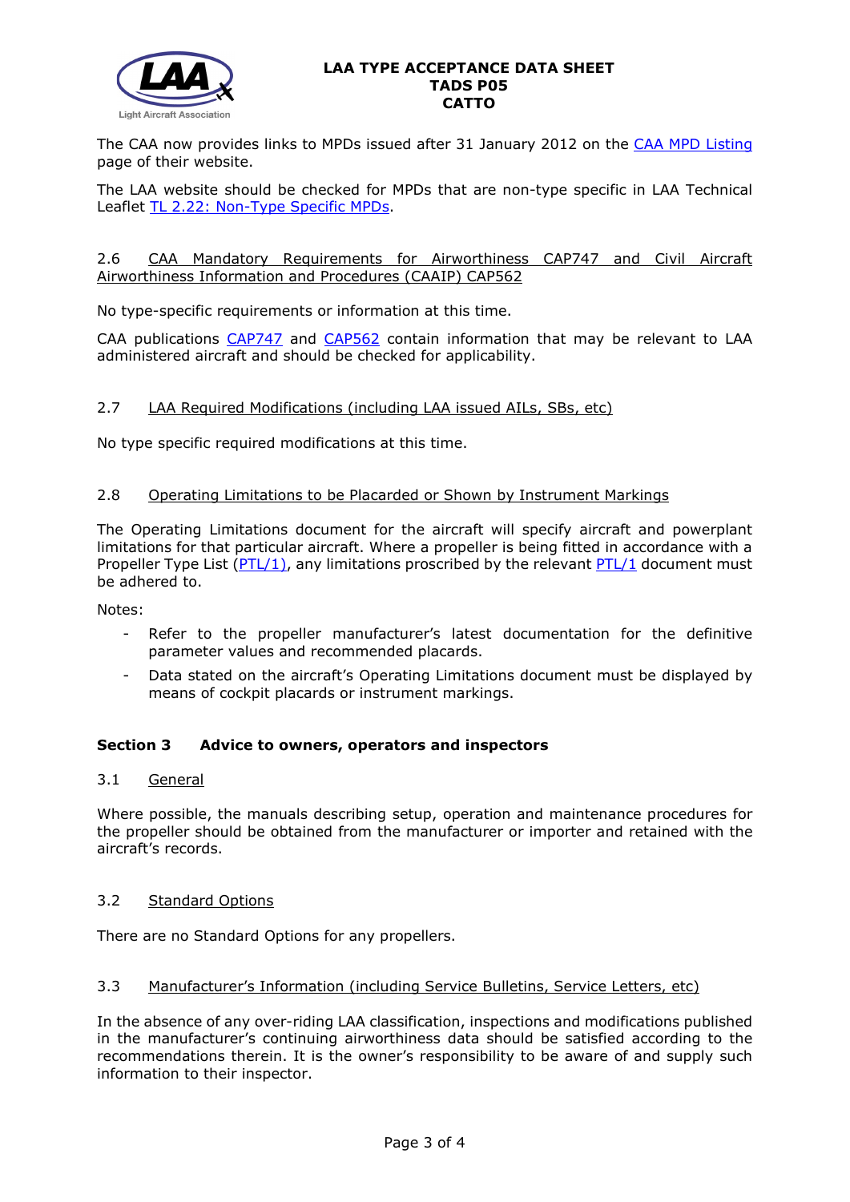The CAA now provides links to MPDs issued after 31 January 2012 on the [CAA MPD Listing](#) page of their website.

The LAA website should be checked for MPDs that are non-type specific in LAA Technical Leaflet [TL 2.22: Non-Type Specific MPDs](#).

### 2.6 CAA Mandatory Requirements for Airworthiness CAP747 and Civil Aircraft Airworthiness Information and Procedures (CAAIP) CAP562

No type-specific requirements or information at this time.

CAA publications [CAP747](#) and [CAP562](#) contain information that may be relevant to LAA administered aircraft and should be checked for applicability.

### 2.7 LAA Required Modifications (including LAA issued AILs, SBs, etc)

No type specific required modifications at this time.

### 2.8 Operating Limitations to be Placarded or Shown by Instrument Markings

The Operating Limitations document for the aircraft will specify aircraft and powerplant limitations for that particular aircraft. Where a propeller is being fitted in accordance with a Propeller Type List ([PTL/1)](#), any limitations proscribed by the relevant [PTL/1](#) document must be adhered to.

Notes:

- Refer to the propeller manufacturer's latest documentation for the definitive parameter values and recommended placards.
- Data stated on the aircraft's Operating Limitations document must be displayed by means of cockpit placards or instrument markings.

## Section 3 Advice to owners, operators and inspectors

### 3.1 General

Where possible, the manuals describing setup, operation and maintenance procedures for the propeller should be obtained from the manufacturer or importer and retained with the aircraft's records.

### 3.2 Standard Options

There are no Standard Options for any propellers.

### 3.3 Manufacturer's Information (including Service Bulletins, Service Letters, etc)

In the absence of any over-riding LAA classification, inspections and modifications published in the manufacturer's continuing airworthiness data should be satisfied according to the recommendations therein. It is the owner's responsibility to be aware of and supply such information to their inspector.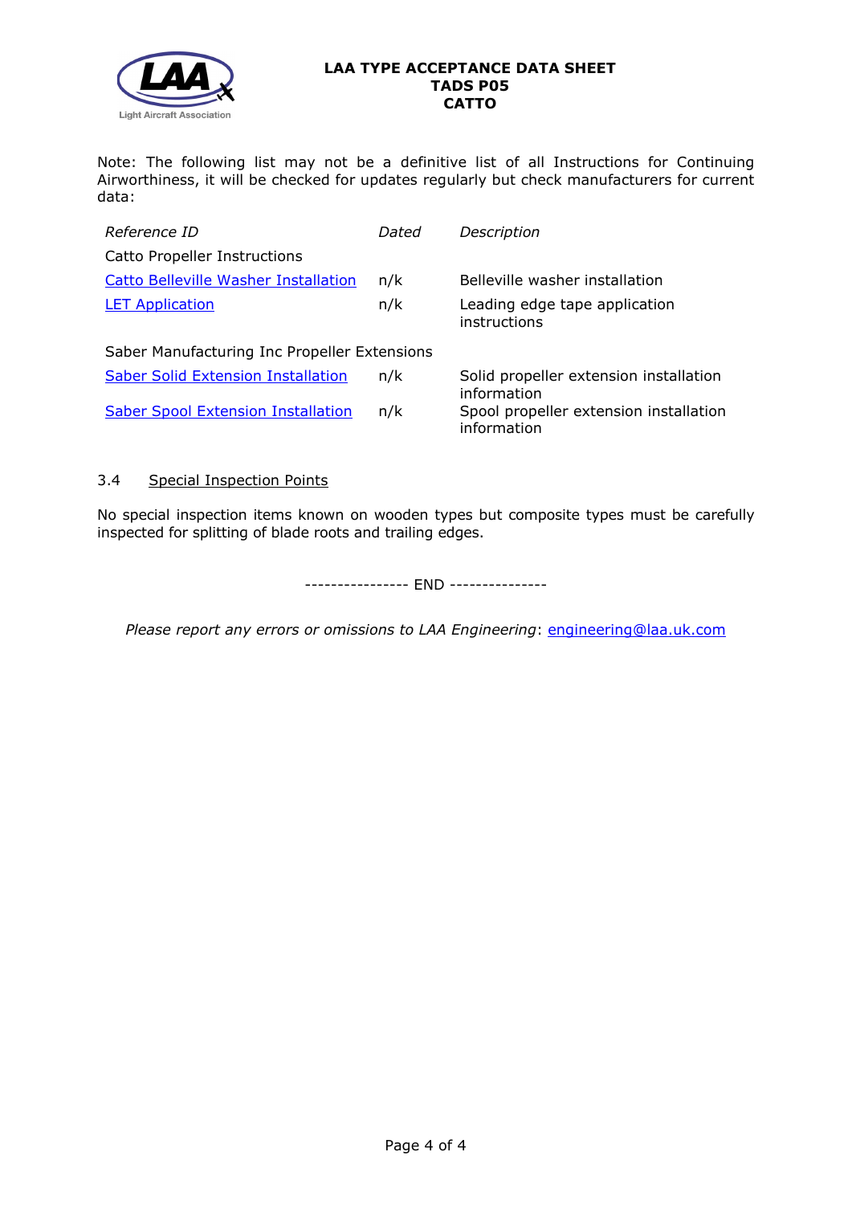Note: The following list may not be a definitive list of all Instructions for Continuing Airworthiness, it will be checked for updates regularly but check manufacturers for current data:

| *Reference ID* | *Dated* | *Description* |
|---|---|---|
| Catto Propeller Instructions | | |
| Catto Belleville Washer Installation | n/k | Belleville washer installation |
| LET Application | n/k | Leading edge tape application instructions |
| Saber Manufacturing Inc Propeller Extensions | | |
| Saber Solid Extension Installation | n/k | Solid propeller extension installation information |
| Saber Spool Extension Installation | n/k | Spool propeller extension installation information |

### 3.4 Special Inspection Points

No special inspection items known on wooden types but composite types must be carefully inspected for splitting of blade roots and trailing edges.

---------------- END ---------------

*Please report any errors or omissions to LAA Engineering*: engineering@laa.uk.com